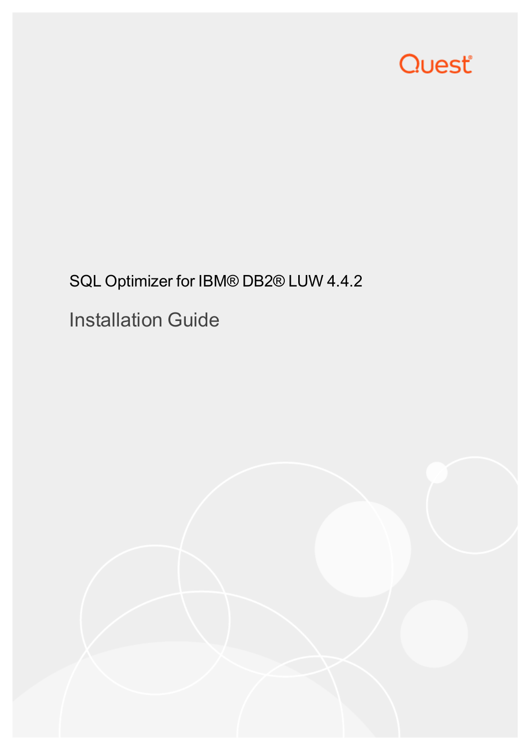Quest

# SQL Optimizer for IBM® DB2® LUW 4.4.2

## Installation Guide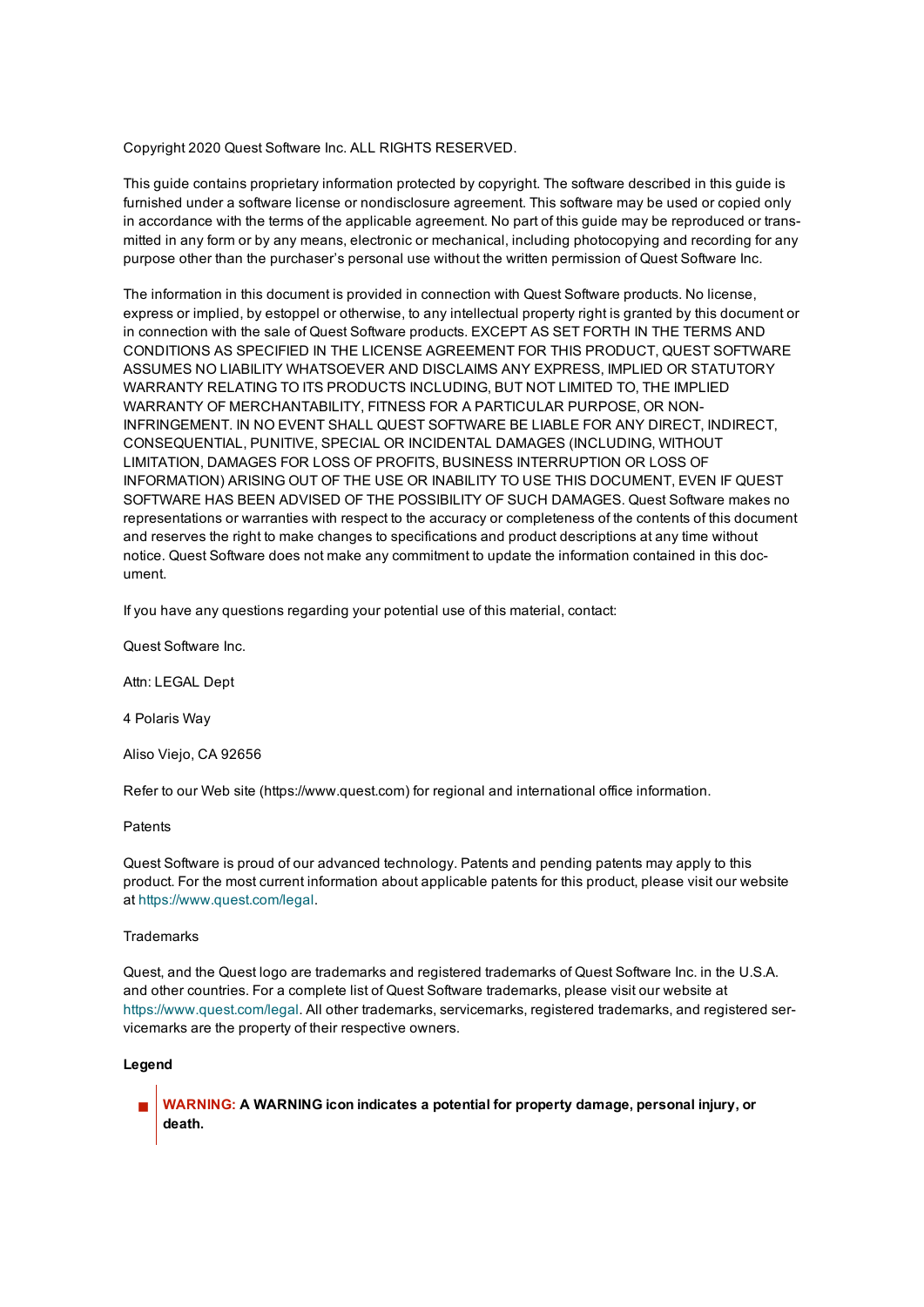Copyright 2020 Quest Software Inc. ALL RIGHTS RESERVED.

This guide contains proprietary information protected by copyright. The software described in this guide is furnished under a software license or nondisclosure agreement. This software may be used or copied only in accordance with the terms of the applicable agreement. No part of this guide may be reproduced or transmitted in any form or by any means, electronic or mechanical, including photocopying and recording for any purpose other than the purchaser's personal use without the written permission of Quest Software Inc.

The information in this document is provided in connection with Quest Software products. No license, express or implied, by estoppel or otherwise, to any intellectual property right is granted by this document or in connection with the sale of Quest Software products. EXCEPT AS SET FORTH IN THE TERMS AND CONDITIONS AS SPECIFIED IN THE LICENSE AGREEMENT FOR THIS PRODUCT, QUEST SOFTWARE ASSUMES NO LIABILITY WHATSOEVER AND DISCLAIMS ANY EXPRESS, IMPLIED OR STATUTORY WARRANTY RELATING TO ITS PRODUCTS INCLUDING, BUT NOT LIMITED TO, THE IMPLIED WARRANTY OF MERCHANTABILITY, FITNESS FOR A PARTICULAR PURPOSE, OR NON-INFRINGEMENT. IN NO EVENT SHALL QUEST SOFTWARE BE LIABLE FOR ANY DIRECT, INDIRECT, CONSEQUENTIAL, PUNITIVE, SPECIAL OR INCIDENTAL DAMAGES (INCLUDING, WITHOUT LIMITATION, DAMAGES FOR LOSS OF PROFITS, BUSINESS INTERRUPTION OR LOSS OF INFORMATION) ARISING OUT OF THE USE OR INABILITY TO USE THIS DOCUMENT, EVEN IF QUEST SOFTWARE HAS BEEN ADVISED OF THE POSSIBILITY OF SUCH DAMAGES. Quest Software makes no representations or warranties with respect to the accuracy or completeness of the contents of this document and reserves the right to make changes to specifications and product descriptions at any time without notice. Quest Software does not make any commitment to update the information contained in this document.

If you have any questions regarding your potential use of this material, contact:

Quest Software Inc.

Attn: LEGAL Dept

4 Polaris Way

Aliso Viejo, CA 92656

Refer to our Web site (https://www.quest.com) for regional and international office information.

Patents

Quest Software is proud of our advanced technology. Patents and pending patents may apply to this product. For the most current information about applicable patents for this product, please visit our website at https://www.quest.com/legal.

Trademarks

Quest, and the Quest logo are trademarks and registered trademarks of Quest Software Inc. in the U.S.A. and other countries. For a complete list of Quest Software trademarks, please visit our website at https://www.quest.com/legal. All other trademarks, servicemarks, registered trademarks, and registered servicemarks are the property of their respective owners.

**Legend**

- **WARNING: A WARNING icon indicates a potential for property damage, personal injury, or death.**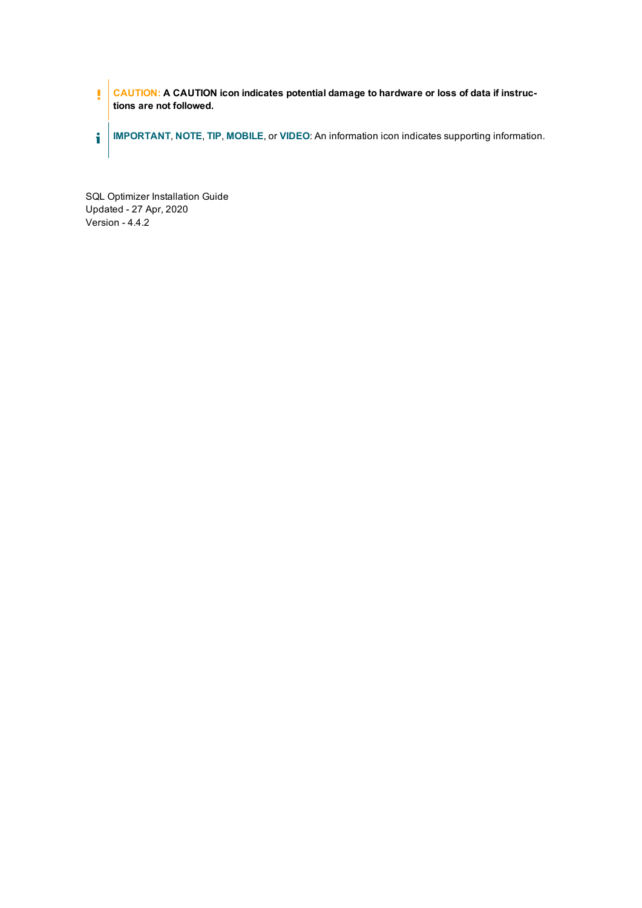**CAUTION: A CAUTION icon indicates potential damage to hardware or loss of data if instructions are not followed.**

**IMPORTANT**, **NOTE**, **TIP**, **MOBILE**, or **VIDEO**: An information icon indicates supporting information.

SQL Optimizer Installation Guide
Updated - 27 Apr, 2020
Version - 4.4.2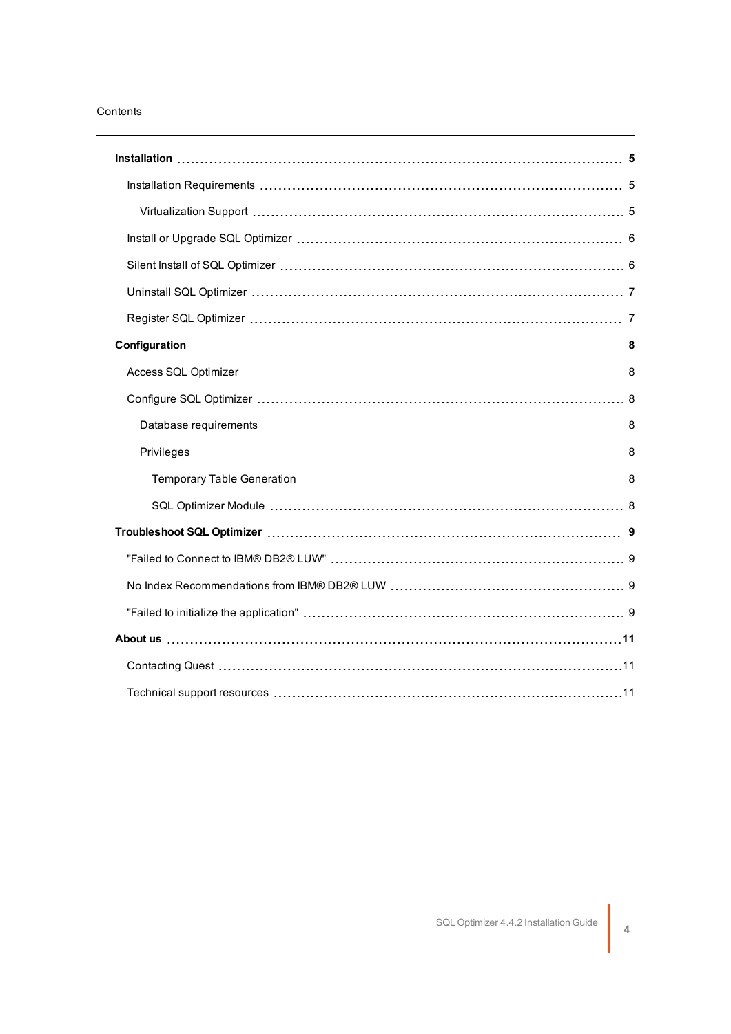# Contents

- **Installation** ........ **5**
  - Installation Requirements ........ 5
    - Virtualization Support ........ 5
  - Install or Upgrade SQL Optimizer ........ 6
  - Silent Install of SQL Optimizer ........ 6
  - Uninstall SQL Optimizer ........ 7
  - Register SQL Optimizer ........ 7
- **Configuration** ........ **8**
  - Access SQL Optimizer ........ 8
  - Configure SQL Optimizer ........ 8
    - Database requirements ........ 8
    - Privileges ........ 8
      - Temporary Table Generation ........ 8
      - SQL Optimizer Module ........ 8
- **Troubleshoot SQL Optimizer** ........ **9**
  - "Failed to Connect to IBM® DB2® LUW" ........ 9
  - No Index Recommendations from IBM® DB2® LUW ........ 9
  - "Failed to initialize the application" ........ 9
- **About us** ........ **11**
  - Contacting Quest ........ 11
  - Technical support resources ........ 11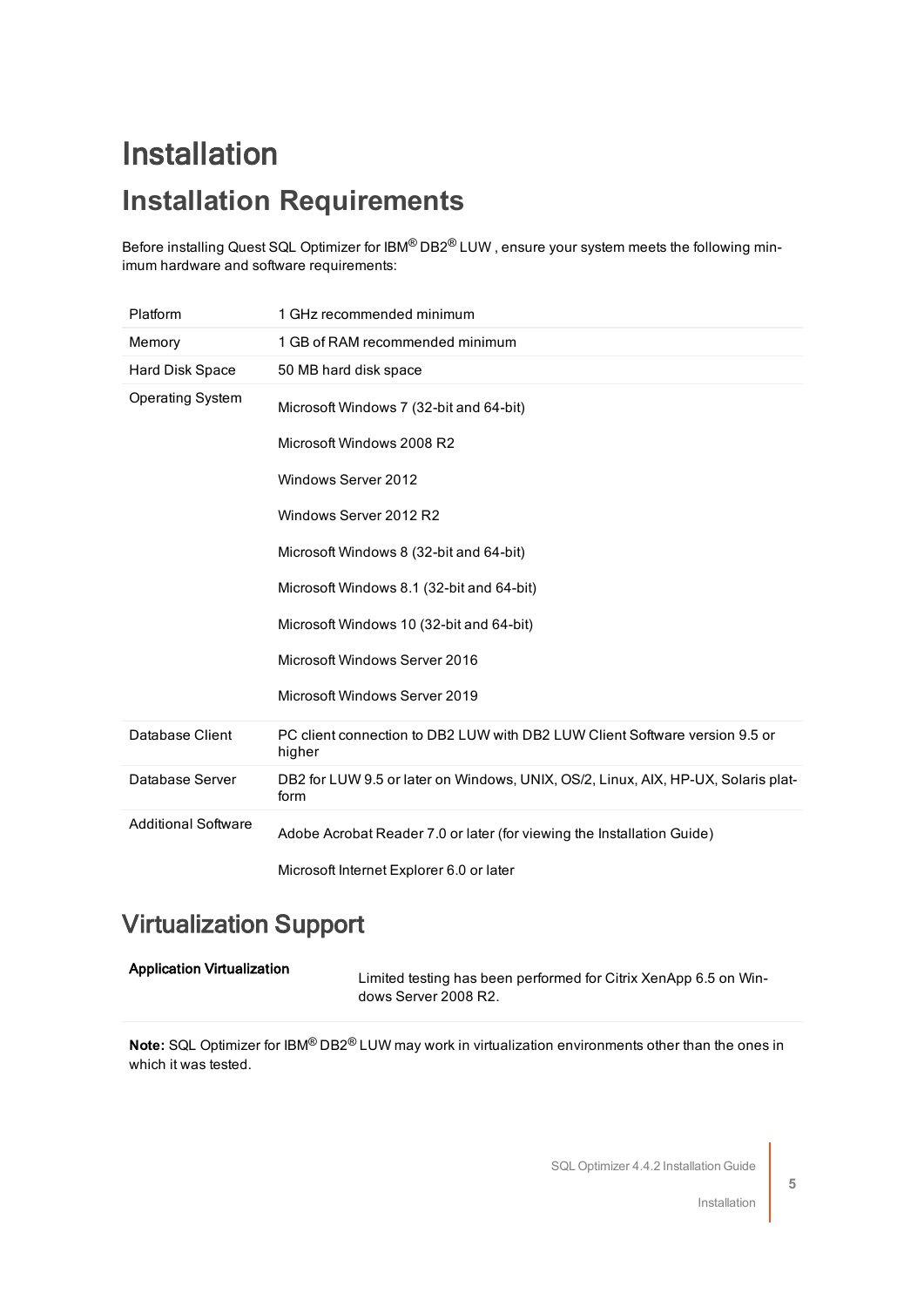# Installation

## Installation Requirements

Before installing Quest SQL Optimizer for IBM® DB2® LUW , ensure your system meets the following minimum hardware and software requirements:

| | |
|---|---|
| Platform | 1 GHz recommended minimum |
| Memory | 1 GB of RAM recommended minimum |
| Hard Disk Space | 50 MB hard disk space |
| Operating System | Microsoft Windows 7 (32-bit and 64-bit)<br><br>Microsoft Windows 2008 R2<br><br>Windows Server 2012<br><br>Windows Server 2012 R2<br><br>Microsoft Windows 8 (32-bit and 64-bit)<br><br>Microsoft Windows 8.1 (32-bit and 64-bit)<br><br>Microsoft Windows 10 (32-bit and 64-bit)<br><br>Microsoft Windows Server 2016<br><br>Microsoft Windows Server 2019 |
| Database Client | PC client connection to DB2 LUW with DB2 LUW Client Software version 9.5 or higher |
| Database Server | DB2 for LUW 9.5 or later on Windows, UNIX, OS/2, Linux, AIX, HP-UX, Solaris platform |
| Additional Software | Adobe Acrobat Reader 7.0 or later (for viewing the Installation Guide)<br><br>Microsoft Internet Explorer 6.0 or later |

## Virtualization Support

| | |
|---|---|
| **Application Virtualization** | Limited testing has been performed for Citrix XenApp 6.5 on Windows Server 2008 R2. |

**Note:** SQL Optimizer for IBM® DB2® LUW may work in virtualization environments other than the ones in which it was tested.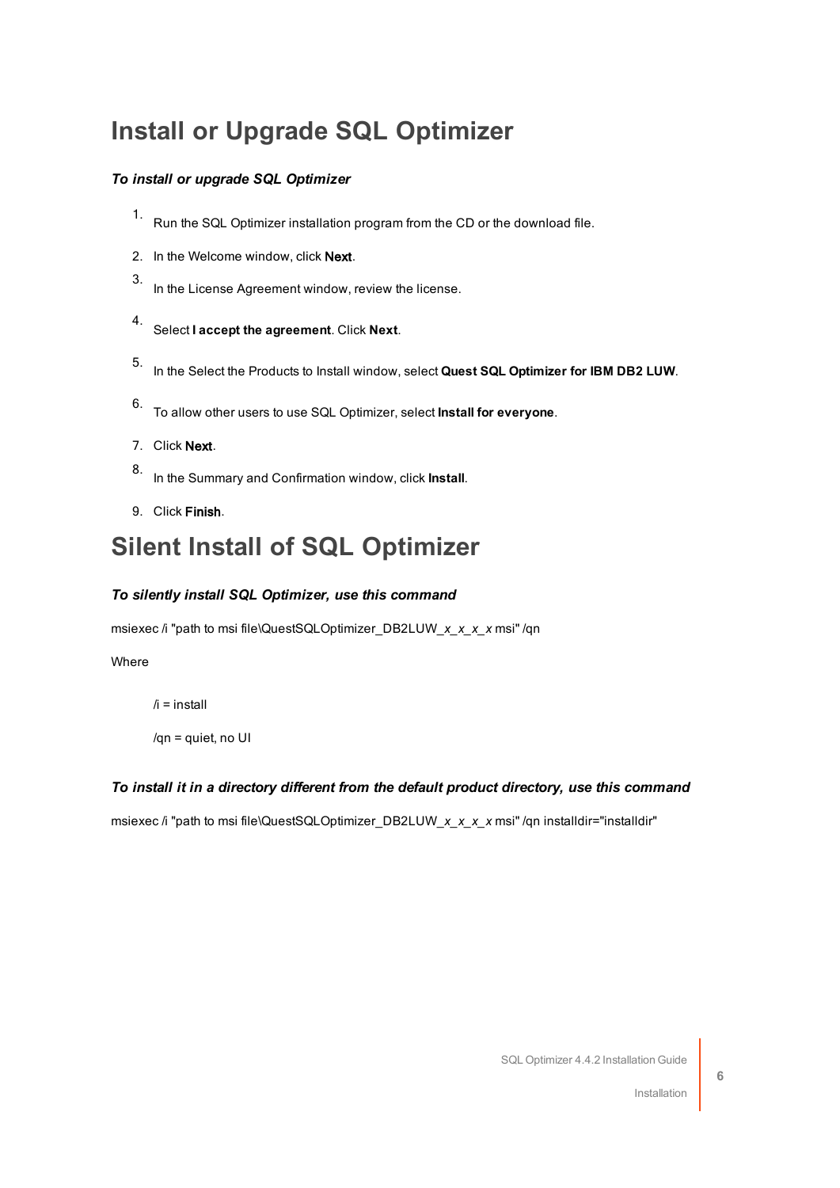# Install or Upgrade SQL Optimizer

***To install or upgrade SQL Optimizer***

1. Run the SQL Optimizer installation program from the CD or the download file.
2. In the Welcome window, click **Next**.
3. In the License Agreement window, review the license.
4. Select **I accept the agreement**. Click **Next**.
5. In the Select the Products to Install window, select **Quest SQL Optimizer for IBM DB2 LUW**.
6. To allow other users to use SQL Optimizer, select **Install for everyone**.
7. Click **Next**.
8. In the Summary and Confirmation window, click **Install**.
9. Click **Finish**.

# Silent Install of SQL Optimizer

***To silently install SQL Optimizer, use this command***

msiexec /i "path to msi file\QuestSQLOptimizer_DB2LUW_*x*_*x*_*x*_*x* msi" /qn

Where

/i = install

/qn = quiet, no UI

***To install it in a directory different from the default product directory, use this command***

msiexec /i "path to msi file\QuestSQLOptimizer_DB2LUW_*x*_*x*_*x*_*x* msi" /qn installdir="installdir"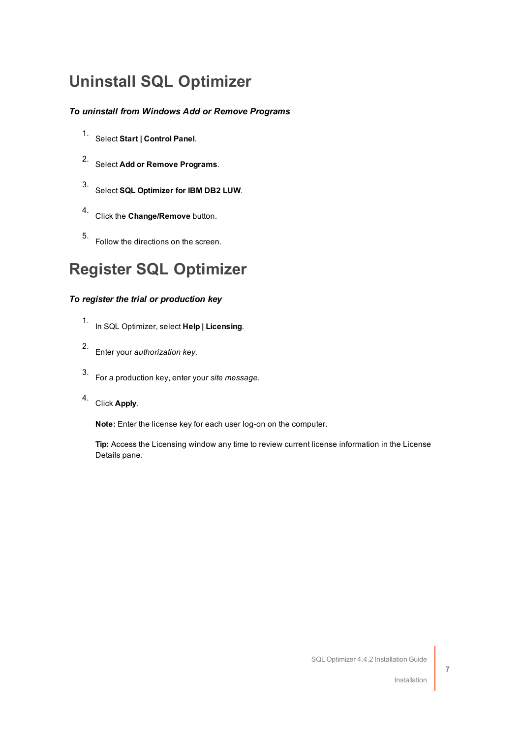# Uninstall SQL Optimizer

***To uninstall from Windows Add or Remove Programs***

1. Select **Start | Control Panel**.
2. Select **Add or Remove Programs**.
3. Select **SQL Optimizer for IBM DB2 LUW**.
4. Click the **Change/Remove** button.
5. Follow the directions on the screen.

# Register SQL Optimizer

***To register the trial or production key***

1. In SQL Optimizer, select **Help | Licensing**.
2. Enter your *authorization key*.
3. For a production key, enter your *site message*.
4. Click **Apply**.

   **Note:** Enter the license key for each user log-on on the computer.

   **Tip:** Access the Licensing window any time to review current license information in the License Details pane.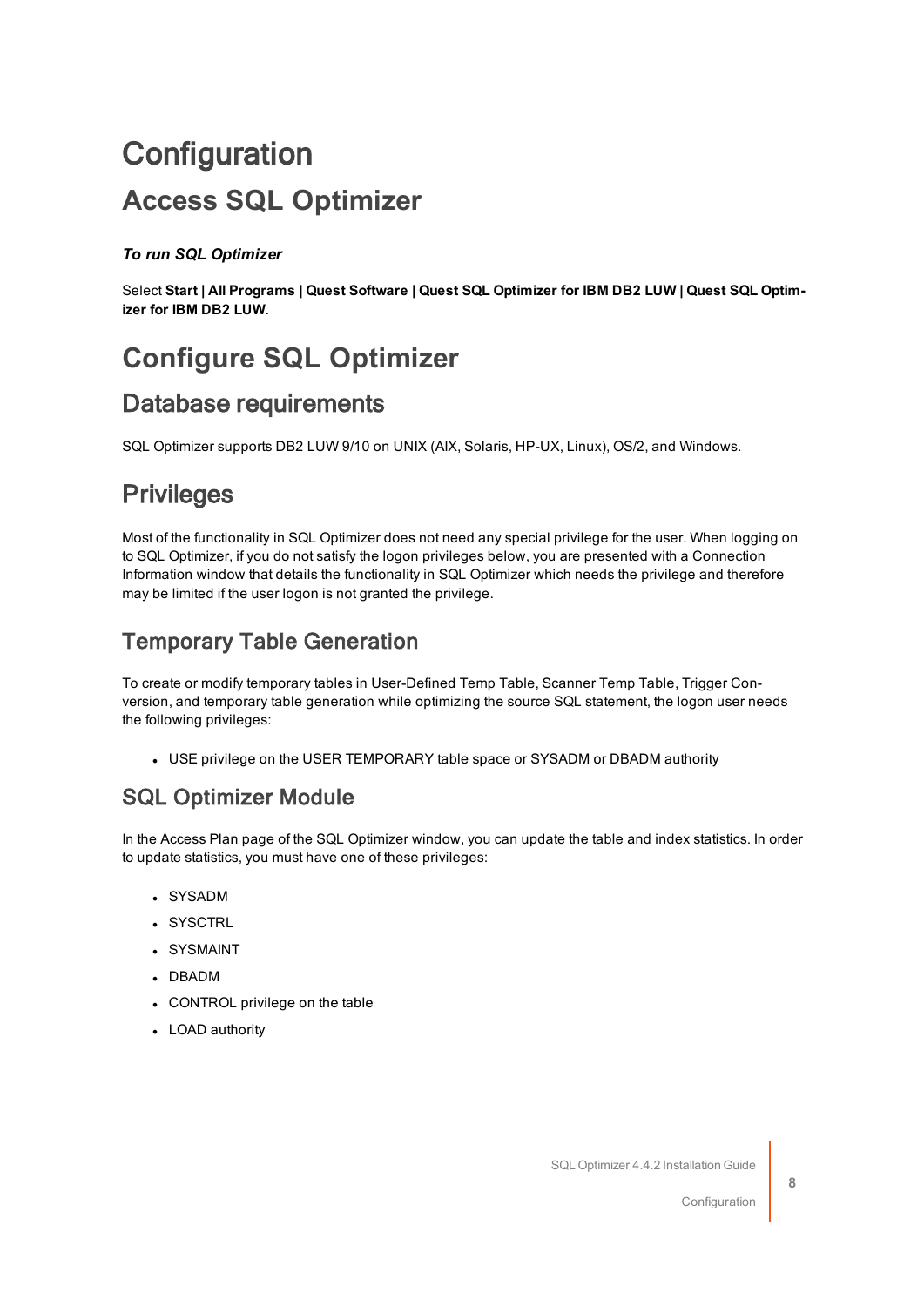# Configuration

## Access SQL Optimizer

***To run SQL Optimizer***

Select **Start | All Programs | Quest Software | Quest SQL Optimizer for IBM DB2 LUW | Quest SQL Optimizer for IBM DB2 LUW**.

## Configure SQL Optimizer

### Database requirements

SQL Optimizer supports DB2 LUW 9/10 on UNIX (AIX, Solaris, HP-UX, Linux), OS/2, and Windows.

### Privileges

Most of the functionality in SQL Optimizer does not need any special privilege for the user. When logging on to SQL Optimizer, if you do not satisfy the logon privileges below, you are presented with a Connection Information window that details the functionality in SQL Optimizer which needs the privilege and therefore may be limited if the user logon is not granted the privilege.

#### Temporary Table Generation

To create or modify temporary tables in User-Defined Temp Table, Scanner Temp Table, Trigger Conversion, and temporary table generation while optimizing the source SQL statement, the logon user needs the following privileges:

- USE privilege on the USER TEMPORARY table space or SYSADM or DBADM authority

#### SQL Optimizer Module

In the Access Plan page of the SQL Optimizer window, you can update the table and index statistics. In order to update statistics, you must have one of these privileges:

- SYSADM
- SYSCTRL
- SYSMAINT
- DBADM
- CONTROL privilege on the table
- LOAD authority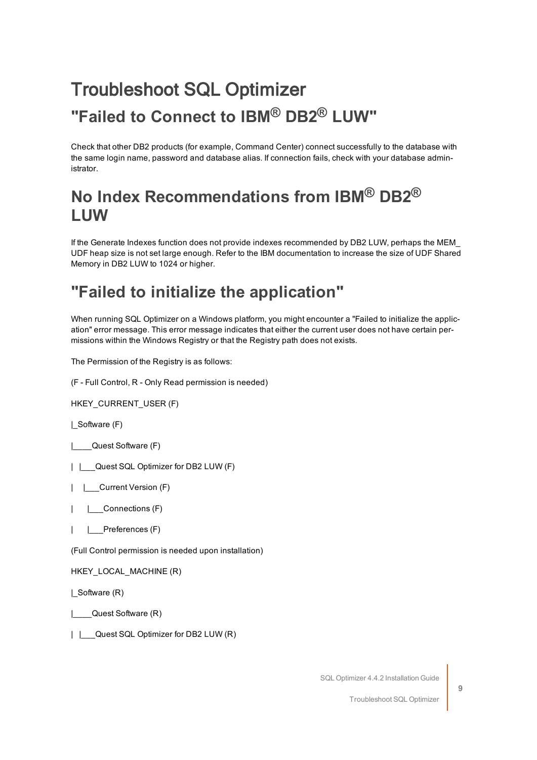# Troubleshoot SQL Optimizer

## "Failed to Connect to IBM® DB2® LUW"

Check that other DB2 products (for example, Command Center) connect successfully to the database with the same login name, password and database alias. If connection fails, check with your database administrator.

## No Index Recommendations from IBM® DB2® LUW

If the Generate Indexes function does not provide indexes recommended by DB2 LUW, perhaps the MEM_UDF heap size is not set large enough. Refer to the IBM documentation to increase the size of UDF Shared Memory in DB2 LUW to 1024 or higher.

## "Failed to initialize the application"

When running SQL Optimizer on a Windows platform, you might encounter a "Failed to initialize the application" error message. This error message indicates that either the current user does not have certain permissions within the Windows Registry or that the Registry path does not exists.

The Permission of the Registry is as follows:

(F - Full Control, R - Only Read permission is needed)

HKEY_CURRENT_USER (F)

|_Software (F)

|____Quest Software (F)

| |___Quest SQL Optimizer for DB2 LUW (F)

| |___Current Version (F)

| |___Connections (F)

| |___Preferences (F)

(Full Control permission is needed upon installation)

HKEY_LOCAL_MACHINE (R)

|_Software (R)

|____Quest Software (R)

| |___Quest SQL Optimizer for DB2 LUW (R)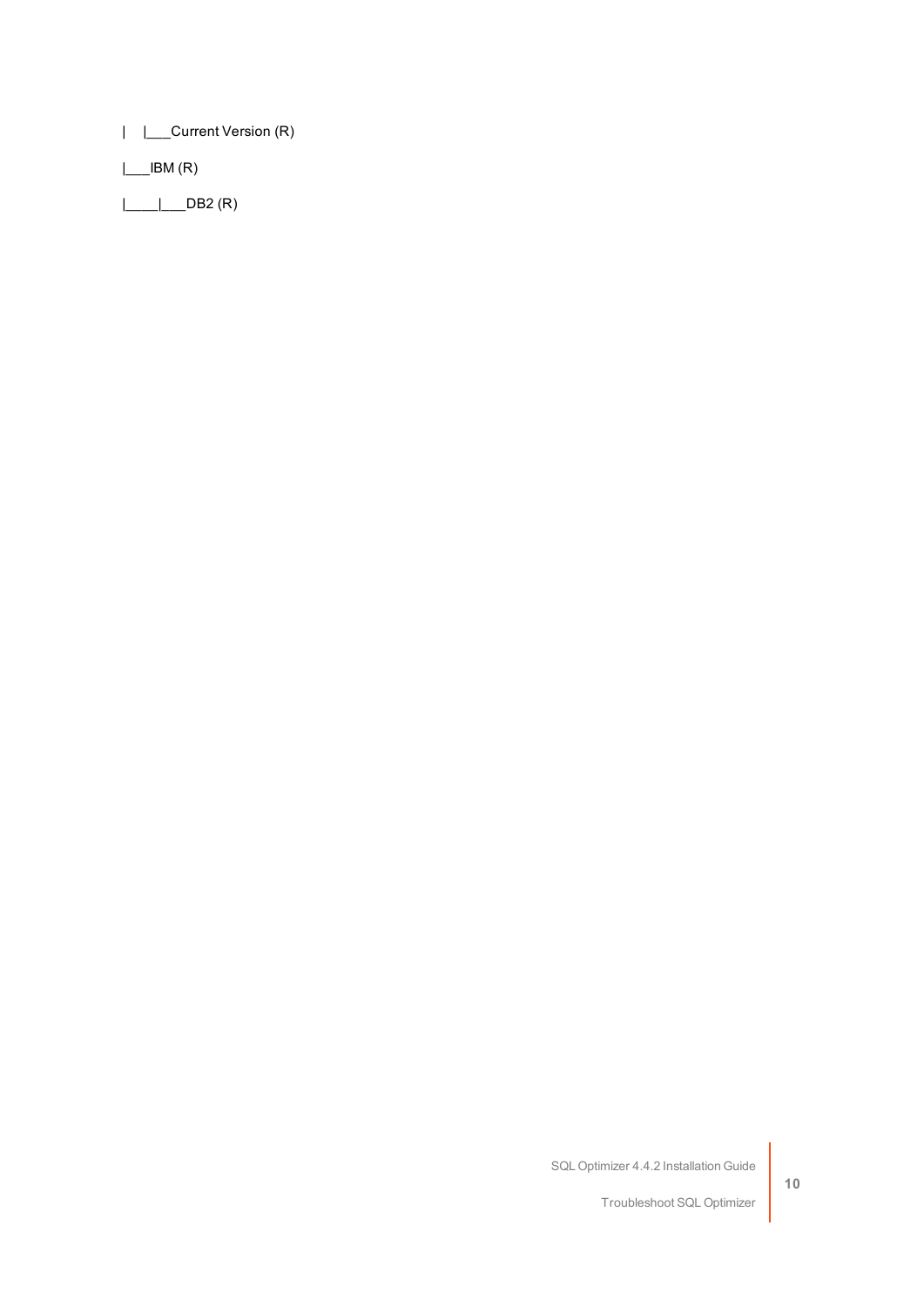```
|    |___Current Version (R)
|___IBM (R)
|____|___DB2 (R)
```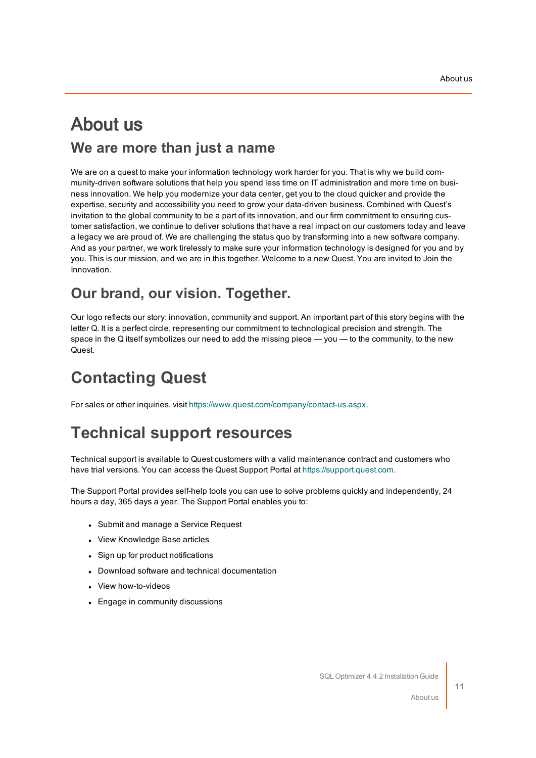# About us

## We are more than just a name

We are on a quest to make your information technology work harder for you. That is why we build community-driven software solutions that help you spend less time on IT administration and more time on business innovation. We help you modernize your data center, get you to the cloud quicker and provide the expertise, security and accessibility you need to grow your data-driven business. Combined with Quest's invitation to the global community to be a part of its innovation, and our firm commitment to ensuring customer satisfaction, we continue to deliver solutions that have a real impact on our customers today and leave a legacy we are proud of. We are challenging the status quo by transforming into a new software company. And as your partner, we work tirelessly to make sure your information technology is designed for you and by you. This is our mission, and we are in this together. Welcome to a new Quest. You are invited to Join the Innovation.

## Our brand, our vision. Together.

Our logo reflects our story: innovation, community and support. An important part of this story begins with the letter Q. It is a perfect circle, representing our commitment to technological precision and strength. The space in the Q itself symbolizes our need to add the missing piece — you — to the community, to the new Quest.

# Contacting Quest

For sales or other inquiries, visit https://www.quest.com/company/contact-us.aspx.

# Technical support resources

Technical support is available to Quest customers with a valid maintenance contract and customers who have trial versions. You can access the Quest Support Portal at https://support.quest.com.

The Support Portal provides self-help tools you can use to solve problems quickly and independently, 24 hours a day, 365 days a year. The Support Portal enables you to:

- Submit and manage a Service Request
- View Knowledge Base articles
- Sign up for product notifications
- Download software and technical documentation
- View how-to-videos
- Engage in community discussions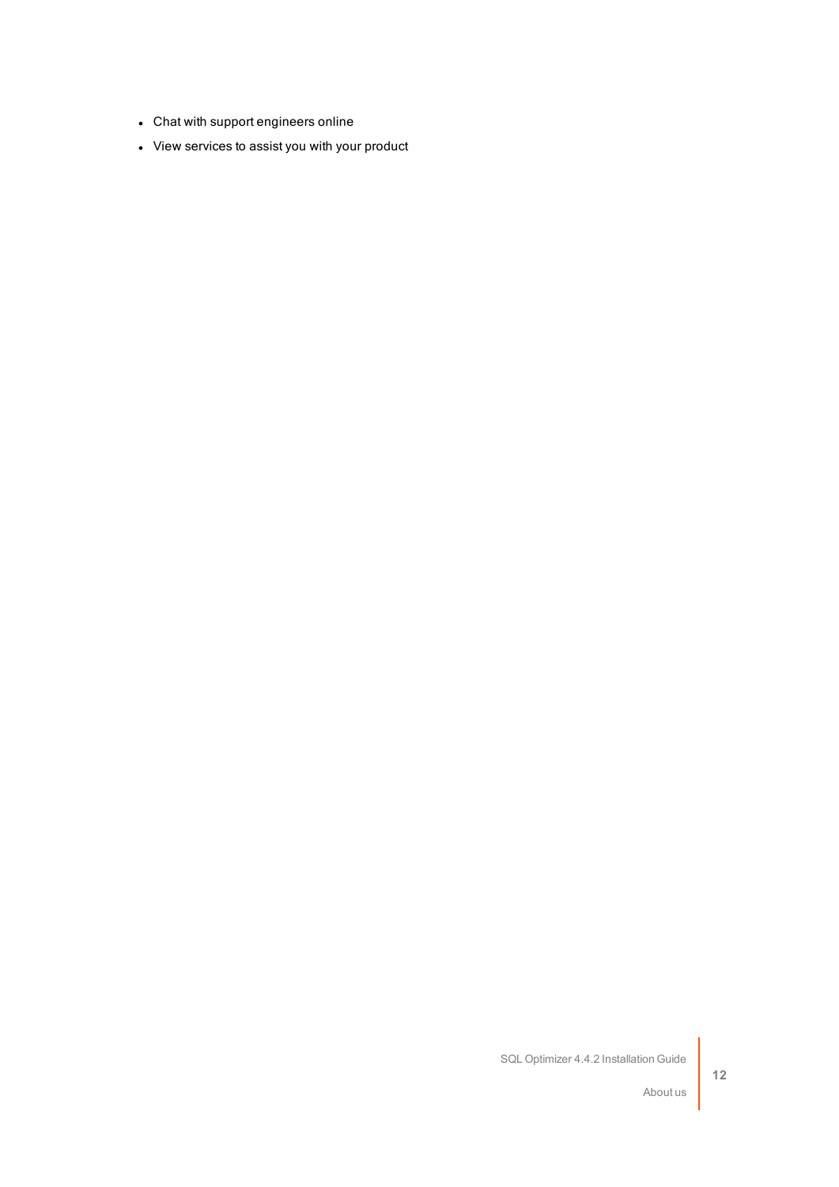- Chat with support engineers online
- View services to assist you with your product